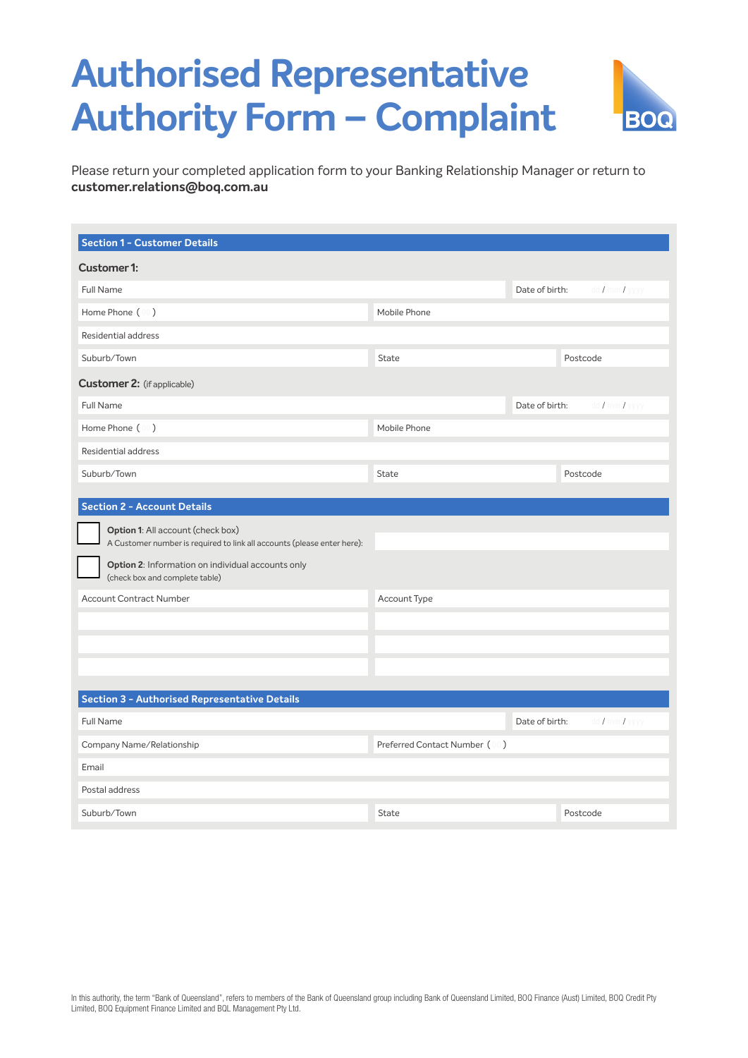# Authorised Representative Authority Form – Complaint

Please return your completed application form to your Banking Relationship Manager or return to **customer.relations@boq.com.au**

## Section 1 – Customer Details

**Customer 1:**

| Full Name | | Date of birth: dd / mm / yyyy |
|---|---|---|
| Home Phone ( ) | Mobile Phone | |
| Residential address | | |
| Suburb/Town | State | Postcode |

**Customer 2:** (if applicable)

| Full Name | | Date of birth: dd / mm / yyyy |
|---|---|---|
| Home Phone ( ) | Mobile Phone | |
| Residential address | | |
| Suburb/Town | State | Postcode |

## Section 2 – Account Details

☐ **Option 1**: All account (check box)
A Customer number is required to link all accounts (please enter here):

☐ **Option 2**: Information on individual accounts only
(check box and complete table)

| Account Contract Number | Account Type |
|---|---|
| | |
| | |
| | |

## Section 3 – Authorised Representative Details

| Full Name | | Date of birth: dd / mm / yyyy |
|---|---|---|
| Company Name/Relationship | Preferred Contact Number ( 00 ) | |
| Email | | |
| Postal address | | |
| Suburb/Town | State | Postcode |

In this authority, the term "Bank of Queensland", refers to members of the Bank of Queensland group including Bank of Queensland Limited, BOQ Finance (Aust) Limited, BOQ Credit Pty Limited, BOQ Equipment Finance Limited and BQL Management Pty Ltd.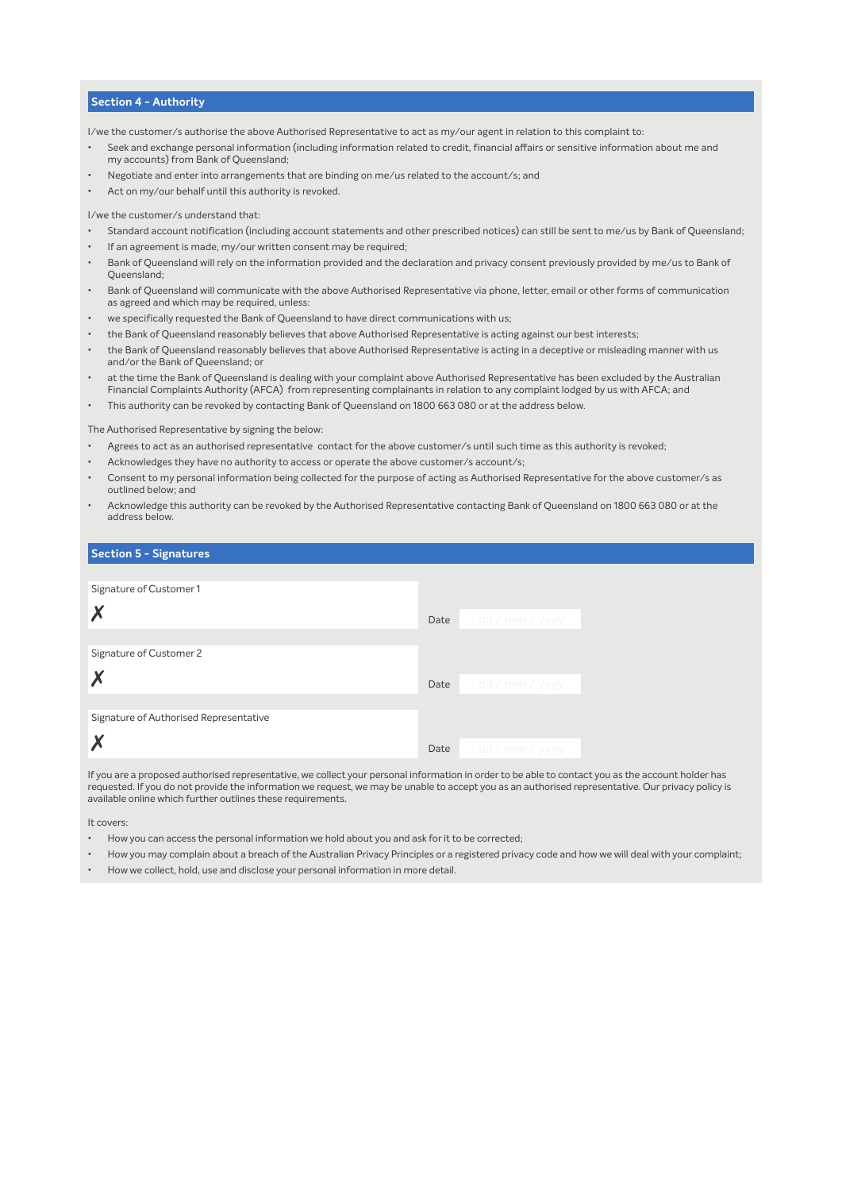## Section 4 - Authority

I/we the customer/s authorise the above Authorised Representative to act as my/our agent in relation to this complaint to:

- Seek and exchange personal information (including information related to credit, financial affairs or sensitive information about me and my accounts) from Bank of Queensland;
- Negotiate and enter into arrangements that are binding on me/us related to the account/s; and
- Act on my/our behalf until this authority is revoked.

I/we the customer/s understand that:

- Standard account notification (including account statements and other prescribed notices) can still be sent to me/us by Bank of Queensland;
- If an agreement is made, my/our written consent may be required;
- Bank of Queensland will rely on the information provided and the declaration and privacy consent previously provided by me/us to Bank of Queensland;
- Bank of Queensland will communicate with the above Authorised Representative via phone, letter, email or other forms of communication as agreed and which may be required, unless:
- we specifically requested the Bank of Queensland to have direct communications with us;
- the Bank of Queensland reasonably believes that above Authorised Representative is acting against our best interests;
- the Bank of Queensland reasonably believes that above Authorised Representative is acting in a deceptive or misleading manner with us and/or the Bank of Queensland; or
- at the time the Bank of Queensland is dealing with your complaint above Authorised Representative has been excluded by the Australian Financial Complaints Authority (AFCA) from representing complainants in relation to any complaint lodged by us with AFCA; and
- This authority can be revoked by contacting Bank of Queensland on 1800 663 080 or at the address below.

The Authorised Representative by signing the below:

- Agrees to act as an authorised representative contact for the above customer/s until such time as this authority is revoked;
- Acknowledges they have no authority to access or operate the above customer/s account/s;
- Consent to my personal information being collected for the purpose of acting as Authorised Representative for the above customer/s as outlined below; and
- Acknowledge this authority can be revoked by the Authorised Representative contacting Bank of Queensland on 1800 663 080 or at the address below.

## Section 5 - Signatures

| Signature of Customer 1 | Date |
| --- | --- |
| ✗ | dd / mm / yyyy |

| Signature of Customer 2 | Date |
| --- | --- |
| ✗ | dd / mm / yyyy |

| Signature of Authorised Representative | Date |
| --- | --- |
| ✗ | dd / mm / yyyy |

If you are a proposed authorised representative, we collect your personal information in order to be able to contact you as the account holder has requested. If you do not provide the information we request, we may be unable to accept you as an authorised representative. Our privacy policy is available online which further outlines these requirements.

It covers:

- How you can access the personal information we hold about you and ask for it to be corrected;
- How you may complain about a breach of the Australian Privacy Principles or a registered privacy code and how we will deal with your complaint;
- How we collect, hold, use and disclose your personal information in more detail.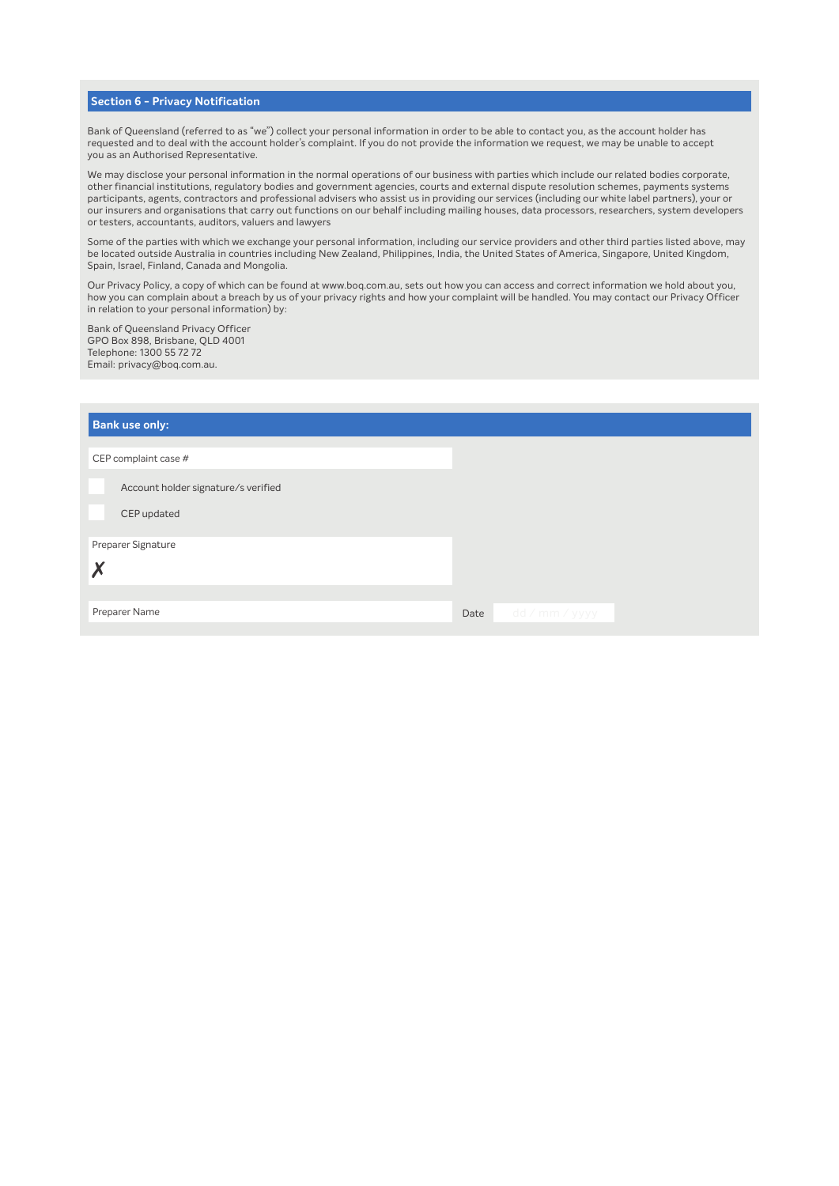## Section 6 – Privacy Notification

Bank of Queensland (referred to as "we") collect your personal information in order to be able to contact you, as the account holder has requested and to deal with the account holder's complaint. If you do not provide the information we request, we may be unable to accept you as an Authorised Representative.

We may disclose your personal information in the normal operations of our business with parties which include our related bodies corporate, other financial institutions, regulatory bodies and government agencies, courts and external dispute resolution schemes, payments systems participants, agents, contractors and professional advisers who assist us in providing our services (including our white label partners), your or our insurers and organisations that carry out functions on our behalf including mailing houses, data processors, researchers, system developers or testers, accountants, auditors, valuers and lawyers

Some of the parties with which we exchange your personal information, including our service providers and other third parties listed above, may be located outside Australia in countries including New Zealand, Philippines, India, the United States of America, Singapore, United Kingdom, Spain, Israel, Finland, Canada and Mongolia.

Our Privacy Policy, a copy of which can be found at www.boq.com.au, sets out how you can access and correct information we hold about you, how you can complain about a breach by us of your privacy rights and how your complaint will be handled. You may contact our Privacy Officer in relation to your personal information) by:

Bank of Queensland Privacy Officer
GPO Box 898, Brisbane, QLD 4001
Telephone: 1300 55 72 72
Email: privacy@boq.com.au.

## Bank use only:

CEP complaint case #

☐ Account holder signature/s verified

☐ CEP updated

Preparer Signature

✗

Preparer Name

Date dd / mm / yyyy